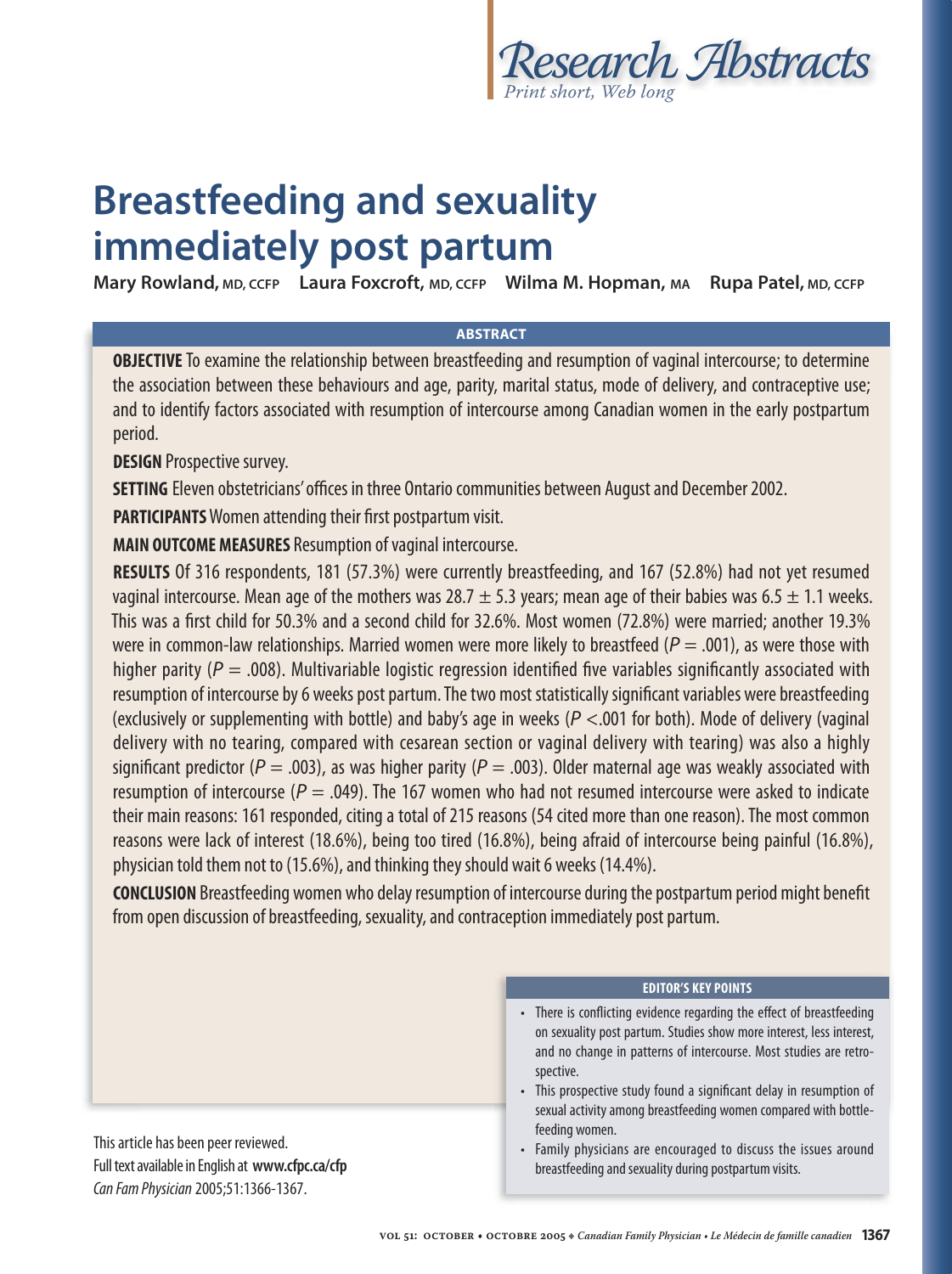# Research Abstracts

*Print short, Web long*

# Breastfeeding and sexuality immediately post partum

**Mary Rowland,** MD, CCFP **Laura Foxcroft,** MD, CCFP **Wilma M. Hopman,** MA **Rupa Patel,** MD, CCFP

## ABSTRACT

**OBJECTIVE** To examine the relationship between breastfeeding and resumption of vaginal intercourse; to determine the association between these behaviours and age, parity, marital status, mode of delivery, and contraceptive use; and to identify factors associated with resumption of intercourse among Canadian women in the early postpartum period.

**DESIGN** Prospective survey.

**SETTING** Eleven obstetricians' offices in three Ontario communities between August and December 2002.

**PARTICIPANTS** Women attending their first postpartum visit.

**MAIN OUTCOME MEASURES** Resumption of vaginal intercourse.

**RESULTS** Of 316 respondents, 181 (57.3%) were currently breastfeeding, and 167 (52.8%) had not yet resumed vaginal intercourse. Mean age of the mothers was $28.7 \pm 5.3$ years; mean age of their babies was $6.5 \pm 1.1$ weeks. This was a first child for 50.3% and a second child for 32.6%. Most women (72.8%) were married; another 19.3% were in common-law relationships. Married women were more likely to breastfeed ($P = .001$), as were those with higher parity ($P = .008$). Multivariable logistic regression identified five variables significantly associated with resumption of intercourse by 6 weeks post partum. The two most statistically significant variables were breastfeeding (exclusively or supplementing with bottle) and baby's age in weeks ($P < .001$ for both). Mode of delivery (vaginal delivery with no tearing, compared with cesarean section or vaginal delivery with tearing) was also a highly significant predictor ($P = .003$), as was higher parity ($P = .003$). Older maternal age was weakly associated with resumption of intercourse ($P = .049$). The 167 women who had not resumed intercourse were asked to indicate their main reasons: 161 responded, citing a total of 215 reasons (54 cited more than one reason). The most common reasons were lack of interest (18.6%), being too tired (16.8%), being afraid of intercourse being painful (16.8%), physician told them not to (15.6%), and thinking they should wait 6 weeks (14.4%).

**CONCLUSION** Breastfeeding women who delay resumption of intercourse during the postpartum period might benefit from open discussion of breastfeeding, sexuality, and contraception immediately post partum.

### EDITOR'S KEY POINTS

- There is conflicting evidence regarding the effect of breastfeeding on sexuality post partum. Studies show more interest, less interest, and no change in patterns of intercourse. Most studies are retrospective.
- This prospective study found a significant delay in resumption of sexual activity among breastfeeding women compared with bottle-feeding women.
- Family physicians are encouraged to discuss the issues around breastfeeding and sexuality during postpartum visits.

This article has been peer reviewed.
Full text available in English at **www.cfpc.ca/cfp**
*Can Fam Physician* 2005;51:1366-1367.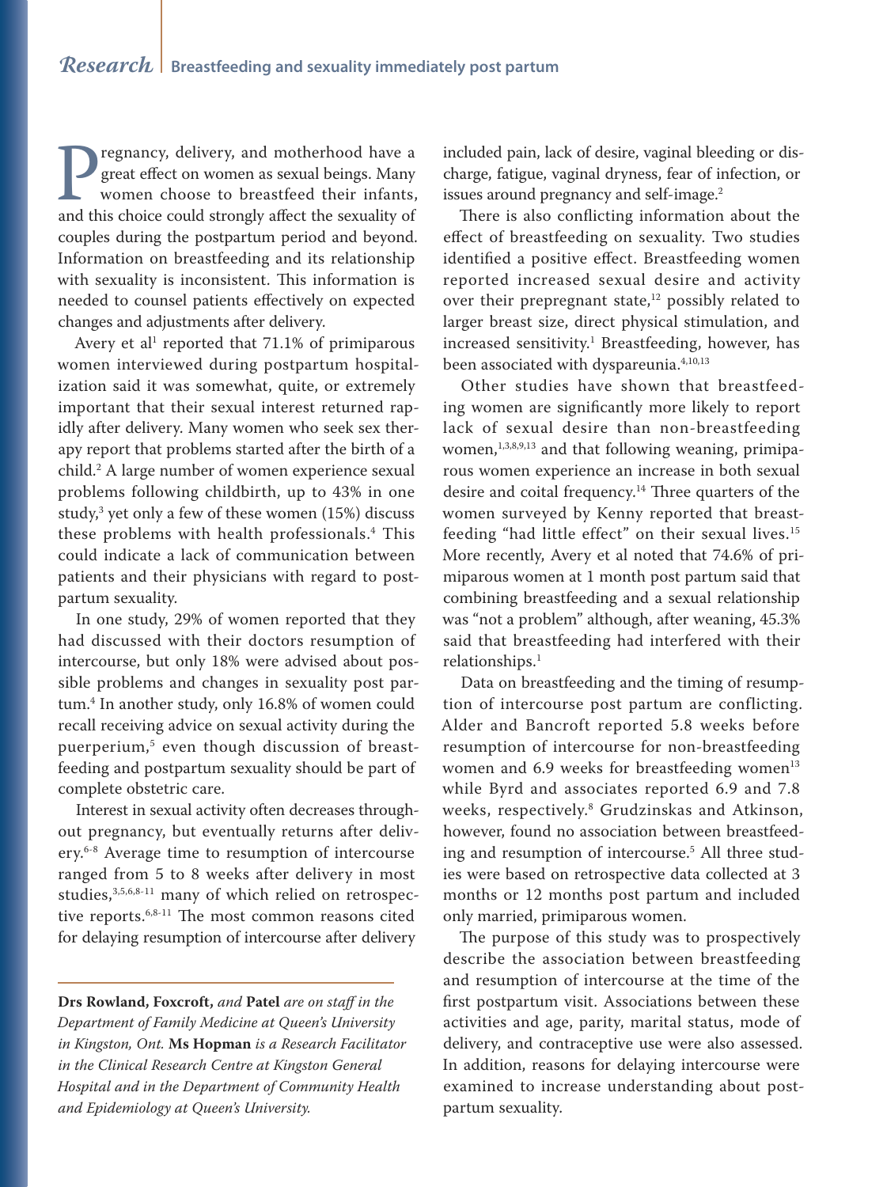Pregnancy, delivery, and motherhood have a great effect on women as sexual beings. Many women choose to breastfeed their infants, and this choice could strongly affect the sexuality of couples during the postpartum period and beyond. Information on breastfeeding and its relationship with sexuality is inconsistent. This information is needed to counsel patients effectively on expected changes and adjustments after delivery.

Avery et al[1] reported that 71.1% of primiparous women interviewed during postpartum hospitalization said it was somewhat, quite, or extremely important that their sexual interest returned rapidly after delivery. Many women who seek sex therapy report that problems started after the birth of a child.[2] A large number of women experience sexual problems following childbirth, up to 43% in one study,[3] yet only a few of these women (15%) discuss these problems with health professionals.[4] This could indicate a lack of communication between patients and their physicians with regard to postpartum sexuality.

In one study, 29% of women reported that they had discussed with their doctors resumption of intercourse, but only 18% were advised about possible problems and changes in sexuality post partum.[4] In another study, only 16.8% of women could recall receiving advice on sexual activity during the puerperium,[5] even though discussion of breastfeeding and postpartum sexuality should be part of complete obstetric care.

Interest in sexual activity often decreases throughout pregnancy, but eventually returns after delivery.[6-8] Average time to resumption of intercourse ranged from 5 to 8 weeks after delivery in most studies,[3,5,6,8-11] many of which relied on retrospective reports.[6,8-11] The most common reasons cited for delaying resumption of intercourse after delivery included pain, lack of desire, vaginal bleeding or discharge, fatigue, vaginal dryness, fear of infection, or issues around pregnancy and self-image.[2]

There is also conflicting information about the effect of breastfeeding on sexuality. Two studies identified a positive effect. Breastfeeding women reported increased sexual desire and activity over their prepregnant state,[12] possibly related to larger breast size, direct physical stimulation, and increased sensitivity.[1] Breastfeeding, however, has been associated with dyspareunia.[4,10,13]

Other studies have shown that breastfeeding women are significantly more likely to report lack of sexual desire than non-breastfeeding women,[1,3,8,9,13] and that following weaning, primiparous women experience an increase in both sexual desire and coital frequency.[14] Three quarters of the women surveyed by Kenny reported that breastfeeding "had little effect" on their sexual lives.[15] More recently, Avery et al noted that 74.6% of primiparous women at 1 month post partum said that combining breastfeeding and a sexual relationship was "not a problem" although, after weaning, 45.3% said that breastfeeding had interfered with their relationships.[1]

Data on breastfeeding and the timing of resumption of intercourse post partum are conflicting. Alder and Bancroft reported 5.8 weeks before resumption of intercourse for non-breastfeeding women and 6.9 weeks for breastfeeding women[13] while Byrd and associates reported 6.9 and 7.8 weeks, respectively.[8] Grudzinskas and Atkinson, however, found no association between breastfeeding and resumption of intercourse.[5] All three studies were based on retrospective data collected at 3 months or 12 months post partum and included only married, primiparous women.

The purpose of this study was to prospectively describe the association between breastfeeding and resumption of intercourse at the time of the first postpartum visit. Associations between these activities and age, parity, marital status, mode of delivery, and contraceptive use were also assessed. In addition, reasons for delaying intercourse were examined to increase understanding about postpartum sexuality.

---

**Drs Rowland, Foxcroft,** *and* **Patel** *are on staff in the Department of Family Medicine at Queen's University in Kingston, Ont.* **Ms Hopman** *is a Research Facilitator in the Clinical Research Centre at Kingston General Hospital and in the Department of Community Health and Epidemiology at Queen's University.*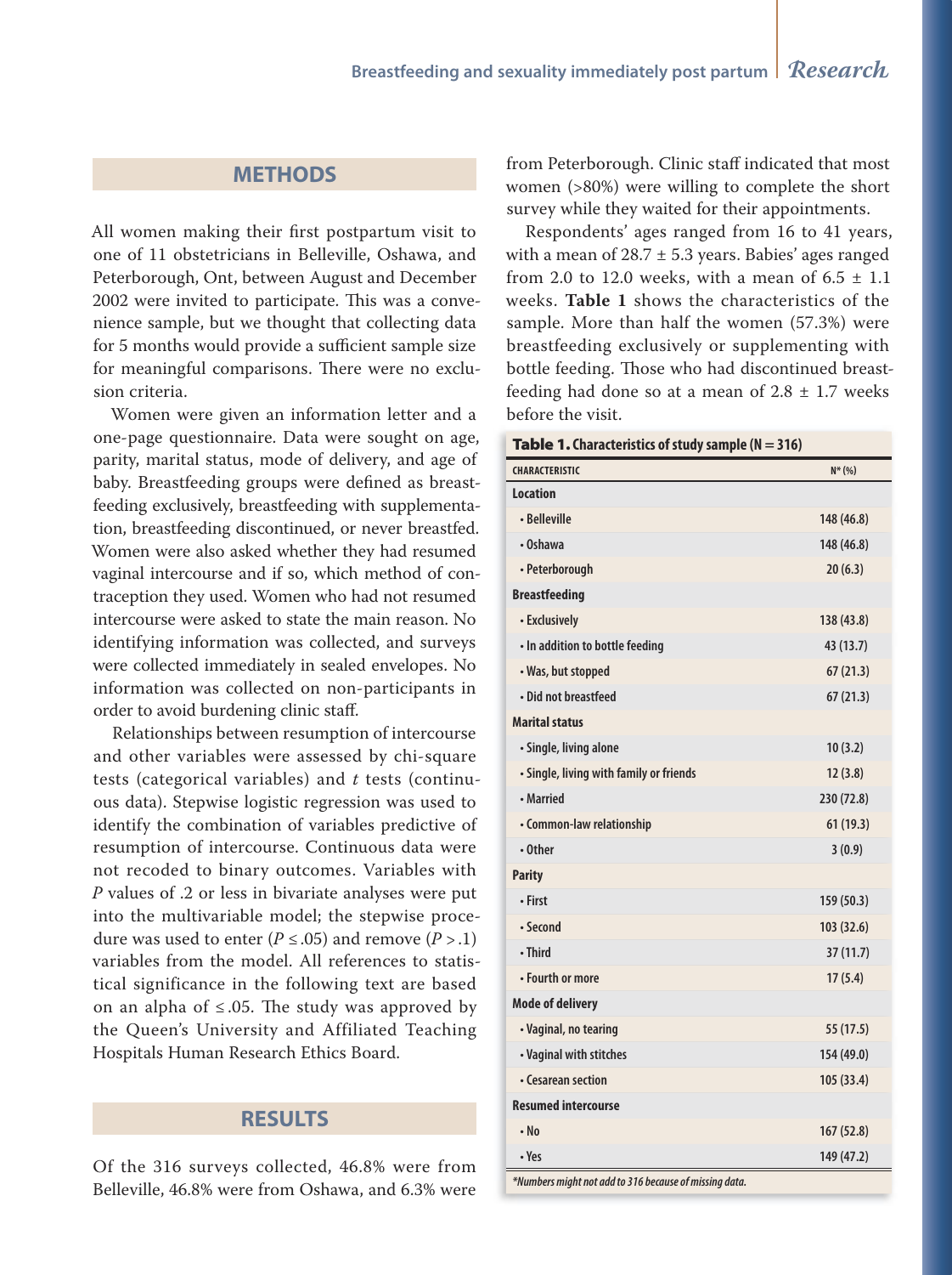## METHODS

All women making their first postpartum visit to one of 11 obstetricians in Belleville, Oshawa, and Peterborough, Ont, between August and December 2002 were invited to participate. This was a convenience sample, but we thought that collecting data for 5 months would provide a sufficient sample size for meaningful comparisons. There were no exclusion criteria.

Women were given an information letter and a one-page questionnaire. Data were sought on age, parity, marital status, mode of delivery, and age of baby. Breastfeeding groups were defined as breastfeeding exclusively, breastfeeding with supplementation, breastfeeding discontinued, or never breastfed. Women were also asked whether they had resumed vaginal intercourse and if so, which method of contraception they used. Women who had not resumed intercourse were asked to state the main reason. No identifying information was collected, and surveys were collected immediately in sealed envelopes. No information was collected on non-participants in order to avoid burdening clinic staff.

Relationships between resumption of intercourse and other variables were assessed by chi-square tests (categorical variables) and *t* tests (continuous data). Stepwise logistic regression was used to identify the combination of variables predictive of resumption of intercourse. Continuous data were not recoded to binary outcomes. Variables with *P* values of .2 or less in bivariate analyses were put into the multivariable model; the stepwise procedure was used to enter ($P \leq .05$) and remove ($P > .1$) variables from the model. All references to statistical significance in the following text are based on an alpha of $\leq .05$. The study was approved by the Queen's University and Affiliated Teaching Hospitals Human Research Ethics Board.

## RESULTS

Of the 316 surveys collected, 46.8% were from Belleville, 46.8% were from Oshawa, and 6.3% were from Peterborough. Clinic staff indicated that most women (>80%) were willing to complete the short survey while they waited for their appointments.

Respondents' ages ranged from 16 to 41 years, with a mean of $28.7 \pm 5.3$ years. Babies' ages ranged from 2.0 to 12.0 weeks, with a mean of $6.5 \pm 1.1$ weeks. **Table 1** shows the characteristics of the sample. More than half the women (57.3%) were breastfeeding exclusively or supplementing with bottle feeding. Those who had discontinued breastfeeding had done so at a mean of $2.8 \pm 1.7$ weeks before the visit.

**Table 1.** Characteristics of study sample (N = 316)

| CHARACTERISTIC | N* (%) |
|---|---|
| **Location** | |
| • Belleville | 148 (46.8) |
| • Oshawa | 148 (46.8) |
| • Peterborough | 20 (6.3) |
| **Breastfeeding** | |
| • Exclusively | 138 (43.8) |
| • In addition to bottle feeding | 43 (13.7) |
| • Was, but stopped | 67 (21.3) |
| • Did not breastfeed | 67 (21.3) |
| **Marital status** | |
| • Single, living alone | 10 (3.2) |
| • Single, living with family or friends | 12 (3.8) |
| • Married | 230 (72.8) |
| • Common-law relationship | 61 (19.3) |
| • Other | 3 (0.9) |
| **Parity** | |
| • First | 159 (50.3) |
| • Second | 103 (32.6) |
| • Third | 37 (11.7) |
| • Fourth or more | 17 (5.4) |
| **Mode of delivery** | |
| • Vaginal, no tearing | 55 (17.5) |
| • Vaginal with stitches | 154 (49.0) |
| • Cesarean section | 105 (33.4) |
| **Resumed intercourse** | |
| • No | 167 (52.8) |
| • Yes | 149 (47.2) |

*Numbers might not add to 316 because of missing data.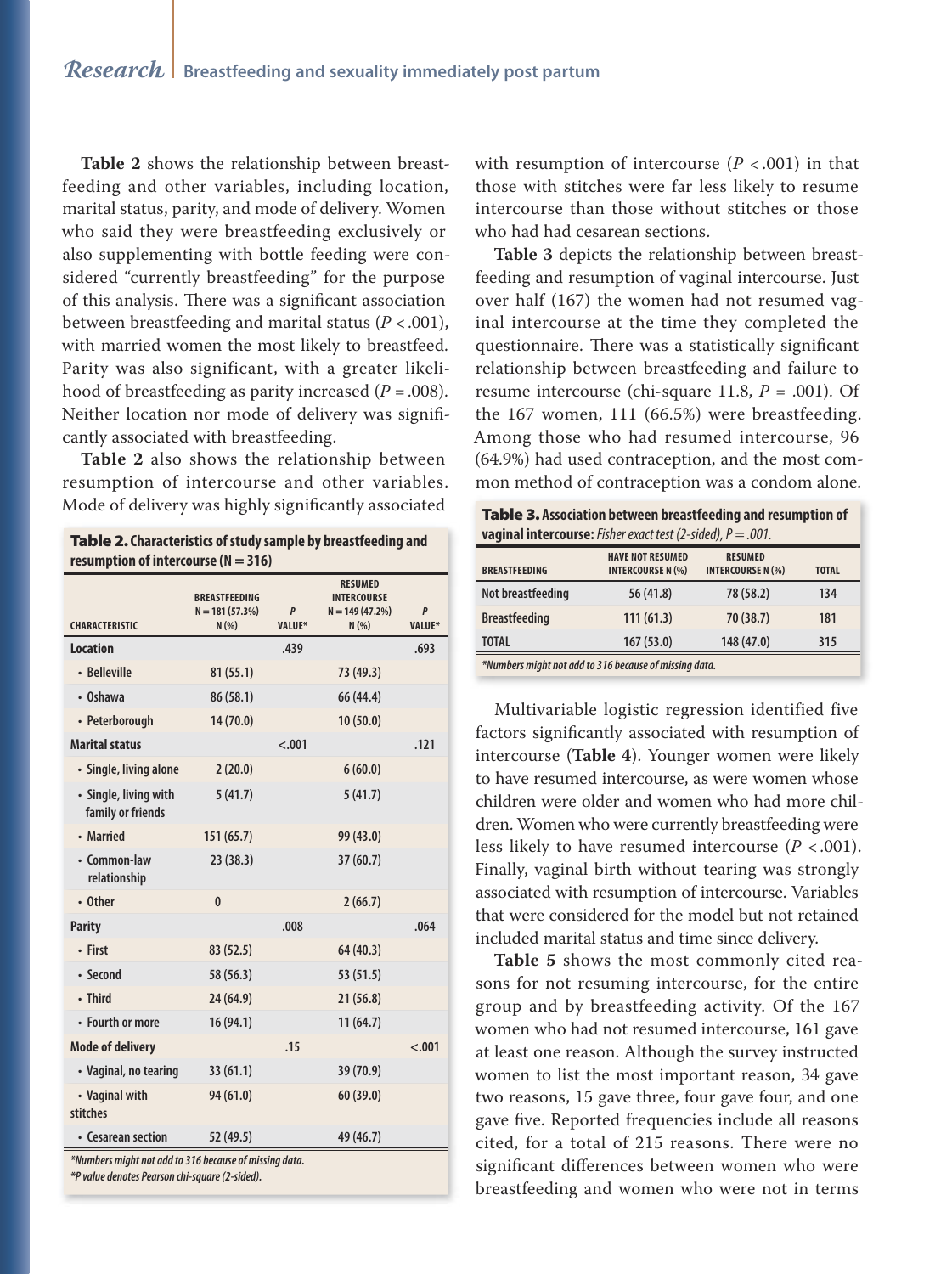**Table 2** shows the relationship between breastfeeding and other variables, including location, marital status, parity, and mode of delivery. Women who said they were breastfeeding exclusively or also supplementing with bottle feeding were considered "currently breastfeeding" for the purpose of this analysis. There was a significant association between breastfeeding and marital status ($P < .001$), with married women the most likely to breastfeed. Parity was also significant, with a greater likelihood of breastfeeding as parity increased ($P = .008$). Neither location nor mode of delivery was significantly associated with breastfeeding.

**Table 2** also shows the relationship between resumption of intercourse and other variables. Mode of delivery was highly significantly associated with resumption of intercourse ($P < .001$) in that those with stitches were far less likely to resume intercourse than those without stitches or those who had had cesarean sections.

**Table 2. Characteristics of study sample by breastfeeding and resumption of intercourse (N = 316)**

| CHARACTERISTIC | BREASTFEEDING N = 181 (57.3%) N (%) | P VALUE* | RESUMED INTERCOURSE N = 149 (47.2%) N (%) | P VALUE* |
|---|---|---|---|---|
| **Location** | | .439 | | .693 |
| • Belleville | 81 (55.1) | | 73 (49.3) | |
| • Oshawa | 86 (58.1) | | 66 (44.4) | |
| • Peterborough | 14 (70.0) | | 10 (50.0) | |
| **Marital status** | | <.001 | | .121 |
| • Single, living alone | 2 (20.0) | | 6 (60.0) | |
| • Single, living with family or friends | 5 (41.7) | | 5 (41.7) | |
| • Married | 151 (65.7) | | 99 (43.0) | |
| • Common-law relationship | 23 (38.3) | | 37 (60.7) | |
| • Other | 0 | | 2 (66.7) | |
| **Parity** | | .008 | | .064 |
| • First | 83 (52.5) | | 64 (40.3) | |
| • Second | 58 (56.3) | | 53 (51.5) | |
| • Third | 24 (64.9) | | 21 (56.8) | |
| • Fourth or more | 16 (94.1) | | 11 (64.7) | |
| **Mode of delivery** | | .15 | | <.001 |
| • Vaginal, no tearing | 33 (61.1) | | 39 (70.9) | |
| • Vaginal with stitches | 94 (61.0) | | 60 (39.0) | |
| • Cesarean section | 52 (49.5) | | 49 (46.7) | |

*Numbers might not add to 316 because of missing data.
*P value denotes Pearson chi-square (2-sided).

**Table 3** depicts the relationship between breastfeeding and resumption of vaginal intercourse. Just over half (167) the women had not resumed vaginal intercourse at the time they completed the questionnaire. There was a statistically significant relationship between breastfeeding and failure to resume intercourse (chi-square 11.8, $P = .001$). Of the 167 women, 111 (66.5%) were breastfeeding. Among those who had resumed intercourse, 96 (64.9%) had used contraception, and the most common method of contraception was a condom alone.

**Table 3. Association between breastfeeding and resumption of vaginal intercourse:** *Fisher exact test (2-sided), P = .001.*

| BREASTFEEDING | HAVE NOT RESUMED INTERCOURSE N (%) | RESUMED INTERCOURSE N (%) | TOTAL |
|---|---|---|---|
| Not breastfeeding | 56 (41.8) | 78 (58.2) | 134 |
| Breastfeeding | 111 (61.3) | 70 (38.7) | 181 |
| TOTAL | 167 (53.0) | 148 (47.0) | 315 |

*Numbers might not add to 316 because of missing data.*

Multivariable logistic regression identified five factors significantly associated with resumption of intercourse (**Table 4**). Younger women were likely to have resumed intercourse, as were women whose children were older and women who had more children. Women who were currently breastfeeding were less likely to have resumed intercourse ($P < .001$). Finally, vaginal birth without tearing was strongly associated with resumption of intercourse. Variables that were considered for the model but not retained included marital status and time since delivery.

**Table 5** shows the most commonly cited reasons for not resuming intercourse, for the entire group and by breastfeeding activity. Of the 167 women who had not resumed intercourse, 161 gave at least one reason. Although the survey instructed women to list the most important reason, 34 gave two reasons, 15 gave three, four gave four, and one gave five. Reported frequencies include all reasons cited, for a total of 215 reasons. There were no significant differences between women who were breastfeeding and women who were not in terms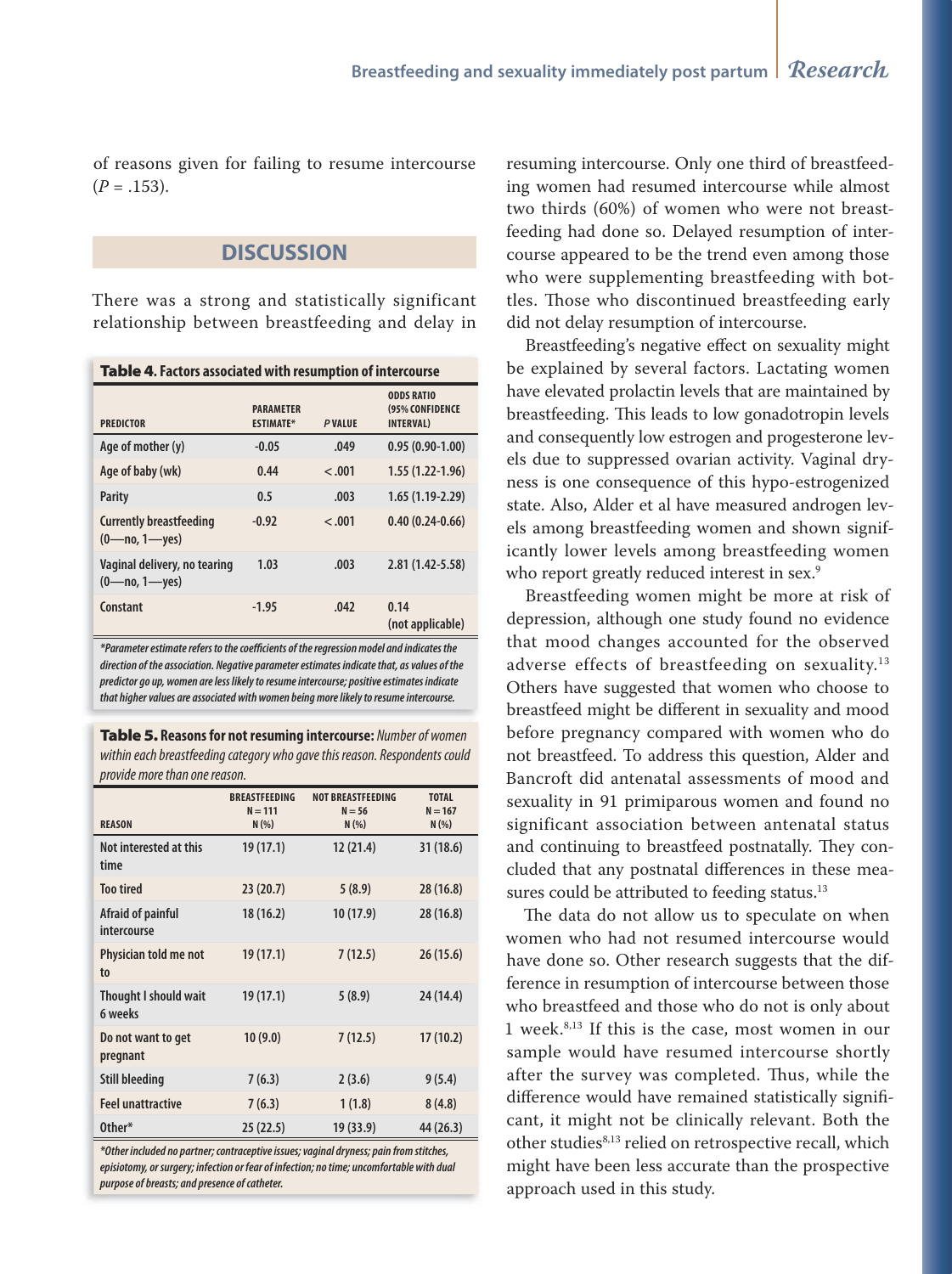of reasons given for failing to resume intercourse ($P = .153$).

## DISCUSSION

There was a strong and statistically significant relationship between breastfeeding and delay in resuming intercourse. Only one third of breastfeeding women had resumed intercourse while almost two thirds (60%) of women who were not breastfeeding had done so. Delayed resumption of intercourse appeared to be the trend even among those who were supplementing breastfeeding with bottles. Those who discontinued breastfeeding early did not delay resumption of intercourse.

**Table 4. Factors associated with resumption of intercourse**

| PREDICTOR | PARAMETER ESTIMATE* | P VALUE | ODDS RATIO (95% CONFIDENCE INTERVAL) |
|---|---|---|---|
| Age of mother (y) | -0.05 | .049 | 0.95 (0.90-1.00) |
| Age of baby (wk) | 0.44 | <.001 | 1.55 (1.22-1.96) |
| Parity | 0.5 | .003 | 1.65 (1.19-2.29) |
| Currently breastfeeding (0—no, 1—yes) | -0.92 | <.001 | 0.40 (0.24-0.66) |
| Vaginal delivery, no tearing (0—no, 1—yes) | 1.03 | .003 | 2.81 (1.42-5.58) |
| Constant | -1.95 | .042 | 0.14 (not applicable) |

*Parameter estimate refers to the coefficients of the regression model and indicates the direction of the association. Negative parameter estimates indicate that, as values of the predictor go up, women are less likely to resume intercourse; positive estimates indicate that higher values are associated with women being more likely to resume intercourse.*

**Table 5. Reasons for not resuming intercourse:** *Number of women within each breastfeeding category who gave this reason. Respondents could provide more than one reason.*

| REASON | BREASTFEEDING N = 111 N (%) | NOT BREASTFEEDING N = 56 N (%) | TOTAL N = 167 N (%) |
|---|---|---|---|
| Not interested at this time | 19 (17.1) | 12 (21.4) | 31 (18.6) |
| Too tired | 23 (20.7) | 5 (8.9) | 28 (16.8) |
| Afraid of painful intercourse | 18 (16.2) | 10 (17.9) | 28 (16.8) |
| Physician told me not to | 19 (17.1) | 7 (12.5) | 26 (15.6) |
| Thought I should wait 6 weeks | 19 (17.1) | 5 (8.9) | 24 (14.4) |
| Do not want to get pregnant | 10 (9.0) | 7 (12.5) | 17 (10.2) |
| Still bleeding | 7 (6.3) | 2 (3.6) | 9 (5.4) |
| Feel unattractive | 7 (6.3) | 1 (1.8) | 8 (4.8) |
| Other* | 25 (22.5) | 19 (33.9) | 44 (26.3) |

*Other included no partner; contraceptive issues; vaginal dryness; pain from stitches, episiotomy, or surgery; infection or fear of infection; no time; uncomfortable with dual purpose of breasts; and presence of catheter.*

Breastfeeding's negative effect on sexuality might be explained by several factors. Lactating women have elevated prolactin levels that are maintained by breastfeeding. This leads to low gonadotropin levels and consequently low estrogen and progesterone levels due to suppressed ovarian activity. Vaginal dryness is one consequence of this hypo-estrogenized state. Also, Alder et al have measured androgen levels among breastfeeding women and shown significantly lower levels among breastfeeding women who report greatly reduced interest in sex.[9]

Breastfeeding women might be more at risk of depression, although one study found no evidence that mood changes accounted for the observed adverse effects of breastfeeding on sexuality.[13] Others have suggested that women who choose to breastfeed might be different in sexuality and mood before pregnancy compared with women who do not breastfeed. To address this question, Alder and Bancroft did antenatal assessments of mood and sexuality in 91 primiparous women and found no significant association between antenatal status and continuing to breastfeed postnatally. They concluded that any postnatal differences in these measures could be attributed to feeding status.[13]

The data do not allow us to speculate on when women who had not resumed intercourse would have done so. Other research suggests that the difference in resumption of intercourse between those who breastfeed and those who do not is only about 1 week.[8,13] If this is the case, most women in our sample would have resumed intercourse shortly after the survey was completed. Thus, while the difference would have remained statistically significant, it might not be clinically relevant. Both the other studies[8,13] relied on retrospective recall, which might have been less accurate than the prospective approach used in this study.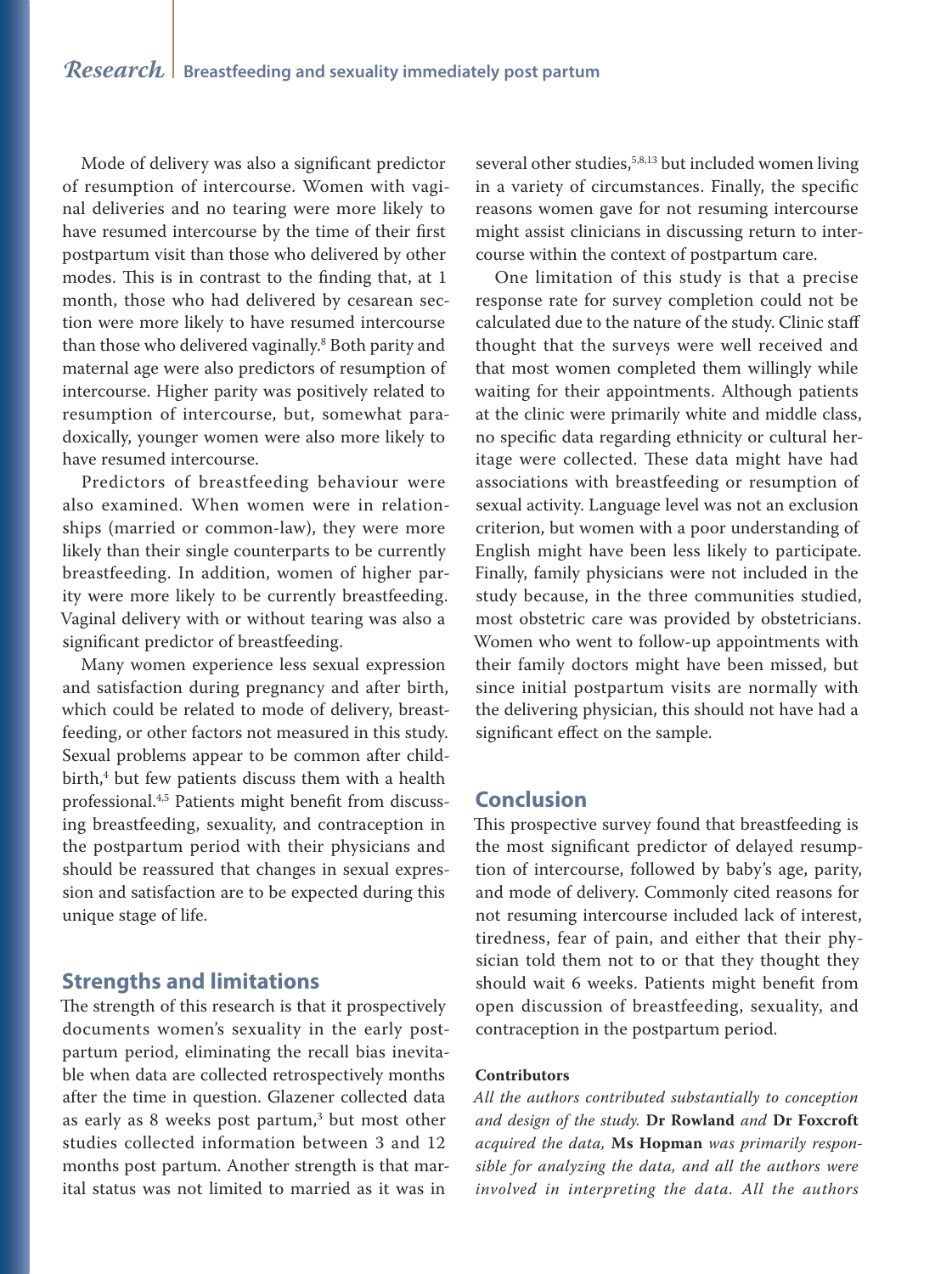Mode of delivery was also a significant predictor of resumption of intercourse. Women with vaginal deliveries and no tearing were more likely to have resumed intercourse by the time of their first postpartum visit than those who delivered by other modes. This is in contrast to the finding that, at 1 month, those who had delivered by cesarean section were more likely to have resumed intercourse than those who delivered vaginally.[8] Both parity and maternal age were also predictors of resumption of intercourse. Higher parity was positively related to resumption of intercourse, but, somewhat paradoxically, younger women were also more likely to have resumed intercourse.

Predictors of breastfeeding behaviour were also examined. When women were in relationships (married or common-law), they were more likely than their single counterparts to be currently breastfeeding. In addition, women of higher parity were more likely to be currently breastfeeding. Vaginal delivery with or without tearing was also a significant predictor of breastfeeding.

Many women experience less sexual expression and satisfaction during pregnancy and after birth, which could be related to mode of delivery, breastfeeding, or other factors not measured in this study. Sexual problems appear to be common after childbirth,[4] but few patients discuss them with a health professional.[4,5] Patients might benefit from discussing breastfeeding, sexuality, and contraception in the postpartum period with their physicians and should be reassured that changes in sexual expression and satisfaction are to be expected during this unique stage of life.

## Strengths and limitations

The strength of this research is that it prospectively documents women's sexuality in the early postpartum period, eliminating the recall bias inevitable when data are collected retrospectively months after the time in question. Glazener collected data as early as 8 weeks post partum,[3] but most other studies collected information between 3 and 12 months post partum. Another strength is that marital status was not limited to married as it was in several other studies,[5,8,13] but included women living in a variety of circumstances. Finally, the specific reasons women gave for not resuming intercourse might assist clinicians in discussing return to intercourse within the context of postpartum care.

One limitation of this study is that a precise response rate for survey completion could not be calculated due to the nature of the study. Clinic staff thought that the surveys were well received and that most women completed them willingly while waiting for their appointments. Although patients at the clinic were primarily white and middle class, no specific data regarding ethnicity or cultural heritage were collected. These data might have had associations with breastfeeding or resumption of sexual activity. Language level was not an exclusion criterion, but women with a poor understanding of English might have been less likely to participate. Finally, family physicians were not included in the study because, in the three communities studied, most obstetric care was provided by obstetricians. Women who went to follow-up appointments with their family doctors might have been missed, but since initial postpartum visits are normally with the delivering physician, this should not have had a significant effect on the sample.

## Conclusion

This prospective survey found that breastfeeding is the most significant predictor of delayed resumption of intercourse, followed by baby's age, parity, and mode of delivery. Commonly cited reasons for not resuming intercourse included lack of interest, tiredness, fear of pain, and either that their physician told them not to or that they thought they should wait 6 weeks. Patients might benefit from open discussion of breastfeeding, sexuality, and contraception in the postpartum period.

#### Contributors

*All the authors contributed substantially to conception and design of the study.* **Dr Rowland** *and* **Dr Foxcroft** *acquired the data,* **Ms Hopman** *was primarily responsible for analyzing the data, and all the authors were involved in interpreting the data. All the authors*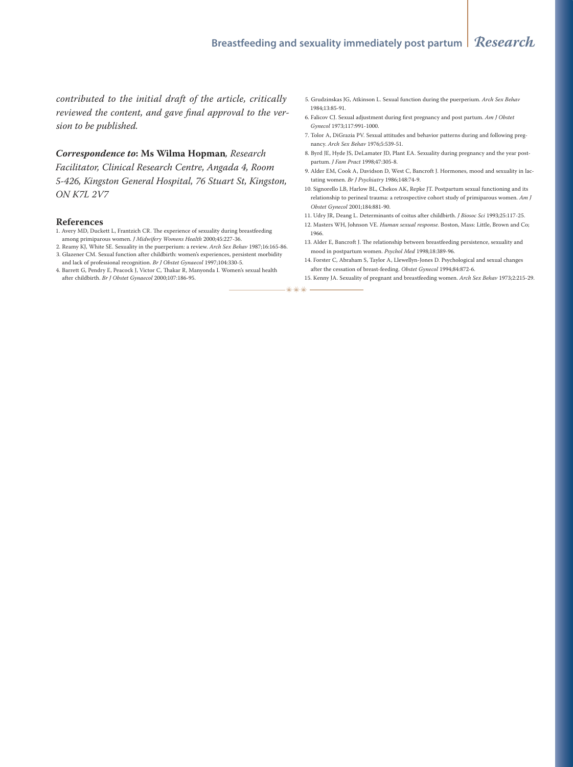*contributed to the initial draft of the article, critically reviewed the content, and gave final approval to the version to be published.*

***Correspondence to*: Ms Wilma Hopman**, *Research Facilitator, Clinical Research Centre, Angada 4, Room 5-426, Kingston General Hospital, 76 Stuart St, Kingston, ON K7L 2V7*

## References

1. Avery MD, Duckett L, Frantzich CR. The experience of sexuality during breastfeeding among primiparous women. *J Midwifery Womens Health* 2000;45:227-36.
2. Reamy KJ, White SE. Sexuality in the puerperium: a review. *Arch Sex Behav* 1987;16:165-86.
3. Glazener CM. Sexual function after childbirth: women's experiences, persistent morbidity and lack of professional recognition. *Br J Obstet Gynaecol* 1997;104:330-5.
4. Barrett G, Pendry E, Peacock J, Victor C, Thakar R, Manyonda I. Women's sexual health after childbirth. *Br J Obstet Gynaecol* 2000;107:186-95.
5. Grudzinskas JG, Atkinson L. Sexual function during the puerperium. *Arch Sex Behav* 1984;13:85-91.
6. Falicov CJ. Sexual adjustment during first pregnancy and post partum. *Am J Obstet Gynecol* 1973;117:991-1000.
7. Tolor A, DiGrazia PV. Sexual attitudes and behavior patterns during and following pregnancy. *Arch Sex Behav* 1976;5:539-51.
8. Byrd JE, Hyde JS, DeLamater JD, Plant EA. Sexuality during pregnancy and the year postpartum. *J Fam Pract* 1998;47:305-8.
9. Alder EM, Cook A, Davidson D, West C, Bancroft J. Hormones, mood and sexuality in lactating women. *Br J Psychiatry* 1986;148:74-9.
10. Signorello LB, Harlow BL, Chekos AK, Repke JT. Postpartum sexual functioning and its relationship to perineal trauma: a retrospective cohort study of primiparous women. *Am J Obstet Gynecol* 2001;184:881-90.
11. Udry JR, Deang L. Determinants of coitus after childbirth. *J Biosoc Sci* 1993;25:117-25.
12. Masters WH, Johnson VE. *Human sexual response*. Boston, Mass: Little, Brown and Co; 1966.
13. Alder E, Bancroft J. The relationship between breastfeeding persistence, sexuality and mood in postpartum women. *Psychol Med* 1998;18:389-96.
14. Forster C, Abraham S, Taylor A, Llewellyn-Jones D. Psychological and sexual changes after the cessation of breast-feeding. *Obstet Gynecol* 1994;84:872-6.
15. Kenny JA. Sexuality of pregnant and breastfeeding women. *Arch Sex Behav* 1973;2:215-29.